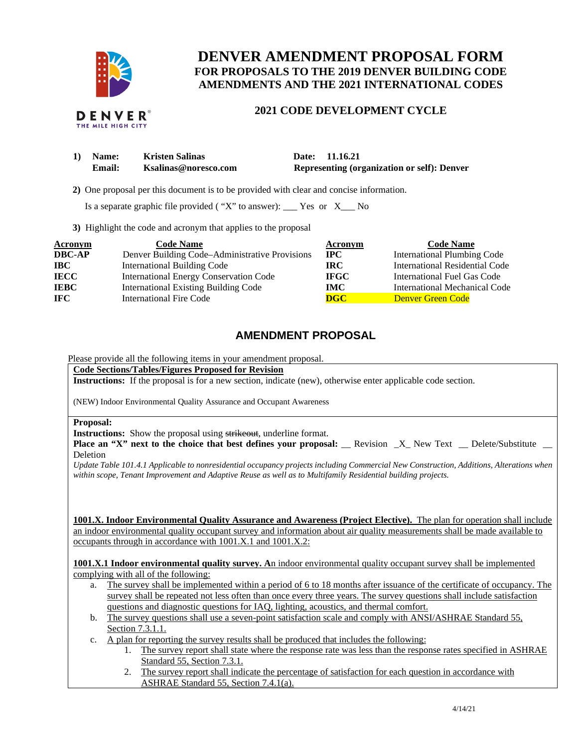# DENVER AMENDMENT PROPOSAL FORM

## FOR PROPOSALS TO THE 2019 DENVER BUILDING CODE AMENDMENTS AND THE 2021 INTERNATIONAL CODES

### 2021 CODE DEVELOPMENT CYCLE

**1) Name:** **Kristen Salinas** **Date:** **11.16.21**
**Email:** **Ksalinas@noresco.com** **Representing (organization or self): Denver**

**2)** One proposal per this document is to be provided with clear and concise information.

Is a separate graphic file provided ( "X" to answer): ___ Yes or X___ No

**3)** Highlight the code and acronym that applies to the proposal

| Acronym | Code Name | Acronym | Code Name |
|---|---|---|---|
| **DBC-AP** | Denver Building Code–Administrative Provisions | **IPC** | International Plumbing Code |
| **IBC** | International Building Code | **IRC** | International Residential Code |
| **IECC** | International Energy Conservation Code | **IFGC** | International Fuel Gas Code |
| **IEBC** | International Existing Building Code | **IMC** | International Mechanical Code |
| **IFC** | International Fire Code | **DGC** | Denver Green Code |

## AMENDMENT PROPOSAL

Please provide all the following items in your amendment proposal.

**Code Sections/Tables/Figures Proposed for Revision**

**Instructions:** If the proposal is for a new section, indicate (new), otherwise enter applicable code section.

(NEW) Indoor Environmental Quality Assurance and Occupant Awareness

**Proposal:**

**Instructions:** Show the proposal using ~~strikeout~~, underline format.

**Place an "X" next to the choice that best defines your proposal:** __ Revision _X_ New Text __ Delete/Substitute __ Deletion

*Update Table 101.4.1 Applicable to nonresidential occupancy projects including Commercial New Construction, Additions, Alterations when within scope, Tenant Improvement and Adaptive Reuse as well as to Multifamily Residential building projects.*

**1001.X. Indoor Environmental Quality Assurance and Awareness (Project Elective).** The plan for operation shall include an indoor environmental quality occupant survey and information about air quality measurements shall be made available to occupants through in accordance with 1001.X.1 and 1001.X.2:

**1001.X.1 Indoor environmental quality survey.** An indoor environmental quality occupant survey shall be implemented complying with all of the following:

a. The survey shall be implemented within a period of 6 to 18 months after issuance of the certificate of occupancy. The survey shall be repeated not less often than once every three years. The survey questions shall include satisfaction questions and diagnostic questions for IAQ, lighting, acoustics, and thermal comfort.
b. The survey questions shall use a seven-point satisfaction scale and comply with ANSI/ASHRAE Standard 55, Section 7.3.1.1.
c. A plan for reporting the survey results shall be produced that includes the following:
    1. The survey report shall state where the response rate was less than the response rates specified in ASHRAE Standard 55, Section 7.3.1.
    2. The survey report shall indicate the percentage of satisfaction for each question in accordance with ASHRAE Standard 55, Section 7.4.1(a).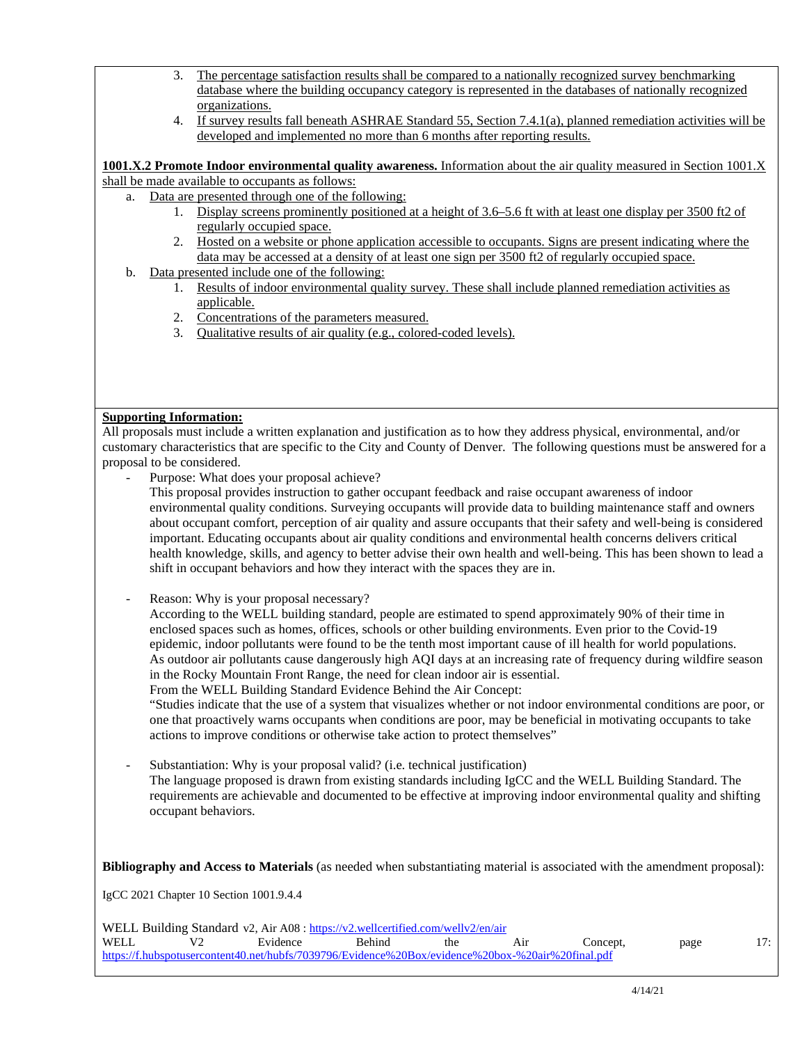3. The percentage satisfaction results shall be compared to a nationally recognized survey benchmarking database where the building occupancy category is represented in the databases of nationally recognized organizations.
4. If survey results fall beneath ASHRAE Standard 55, Section 7.4.1(a), planned remediation activities will be developed and implemented no more than 6 months after reporting results.

**1001.X.2 Promote Indoor environmental quality awareness.** Information about the air quality measured in Section 1001.X shall be made available to occupants as follows:

a. Data are presented through one of the following:
   1. Display screens prominently positioned at a height of 3.6–5.6 ft with at least one display per 3500 ft2 of regularly occupied space.
   2. Hosted on a website or phone application accessible to occupants. Signs are present indicating where the data may be accessed at a density of at least one sign per 3500 ft2 of regularly occupied space.

b. Data presented include one of the following:
   1. Results of indoor environmental quality survey. These shall include planned remediation activities as applicable.
   2. Concentrations of the parameters measured.
   3. Qualitative results of air quality (e.g., colored-coded levels).

**Supporting Information:**

All proposals must include a written explanation and justification as to how they address physical, environmental, and/or customary characteristics that are specific to the City and County of Denver. The following questions must be answered for a proposal to be considered.

- Purpose: What does your proposal achieve?
  This proposal provides instruction to gather occupant feedback and raise occupant awareness of indoor environmental quality conditions. Surveying occupants will provide data to building maintenance staff and owners about occupant comfort, perception of air quality and assure occupants that their safety and well-being is considered important. Educating occupants about air quality conditions and environmental health concerns delivers critical health knowledge, skills, and agency to better advise their own health and well-being. This has been shown to lead a shift in occupant behaviors and how they interact with the spaces they are in.

- Reason: Why is your proposal necessary?
  According to the WELL building standard, people are estimated to spend approximately 90% of their time in enclosed spaces such as homes, offices, schools or other building environments. Even prior to the Covid-19 epidemic, indoor pollutants were found to be the tenth most important cause of ill health for world populations. As outdoor air pollutants cause dangerously high AQI days at an increasing rate of frequency during wildfire season in the Rocky Mountain Front Range, the need for clean indoor air is essential.
  From the WELL Building Standard Evidence Behind the Air Concept:
  "Studies indicate that the use of a system that visualizes whether or not indoor environmental conditions are poor, or one that proactively warns occupants when conditions are poor, may be beneficial in motivating occupants to take actions to improve conditions or otherwise take action to protect themselves"

- Substantiation: Why is your proposal valid? (i.e. technical justification)
  The language proposed is drawn from existing standards including IgCC and the WELL Building Standard. The requirements are achievable and documented to be effective at improving indoor environmental quality and shifting occupant behaviors.

**Bibliography and Access to Materials** (as needed when substantiating material is associated with the amendment proposal):

IgCC 2021 Chapter 10 Section 1001.9.4.4

WELL Building Standard v2, Air A08 : https://v2.wellcertified.com/wellv2/en/air
WELL V2 Evidence Behind the Air Concept, page 17: https://f.hubspotusercontent40.net/hubfs/7039796/Evidence%20Box/evidence%20box-%20air%20final.pdf

4/14/21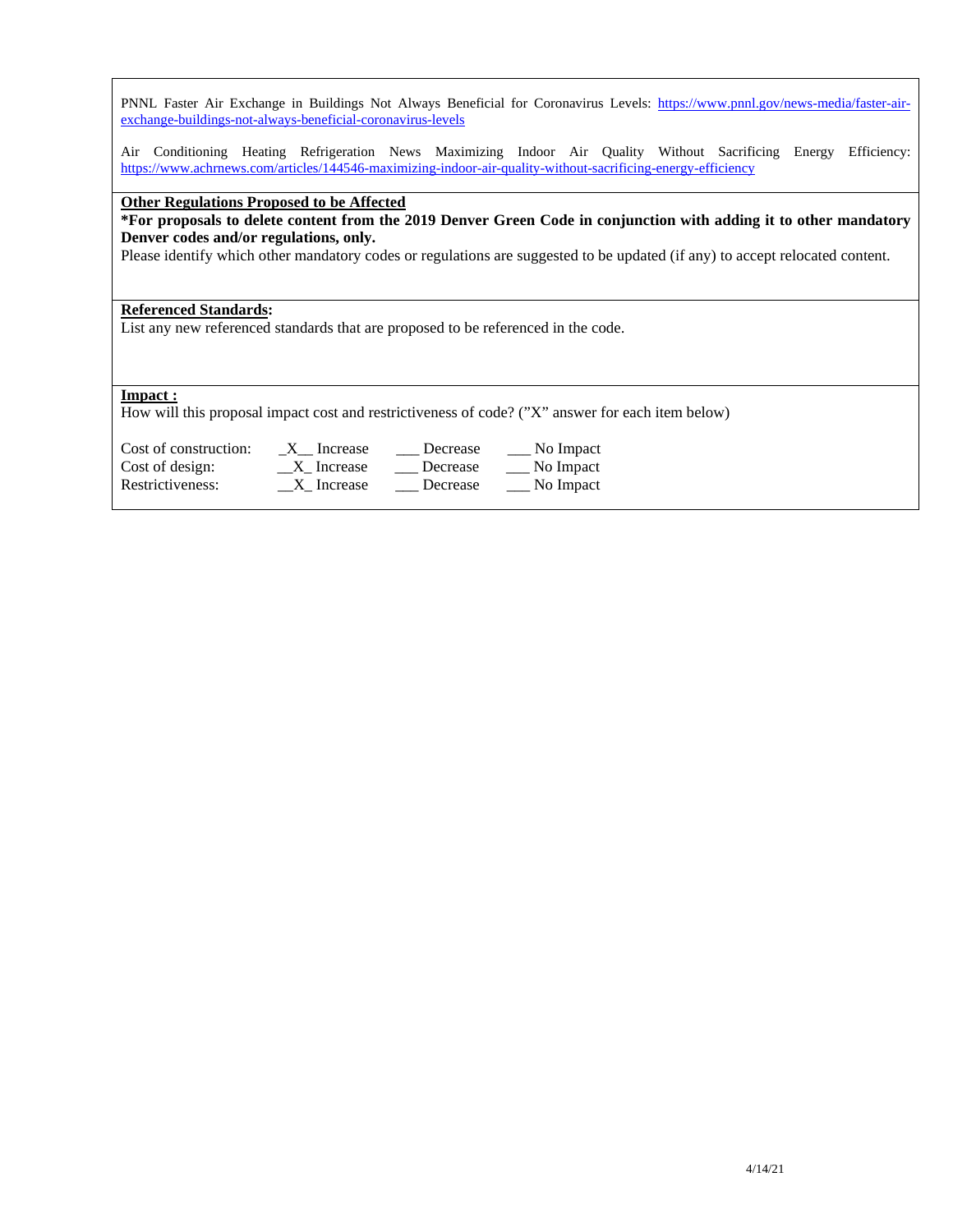PNNL Faster Air Exchange in Buildings Not Always Beneficial for Coronavirus Levels: https://www.pnnl.gov/news-media/faster-air-exchange-buildings-not-always-beneficial-coronavirus-levels

Air Conditioning Heating Refrigeration News Maximizing Indoor Air Quality Without Sacrificing Energy Efficiency: https://www.achrnews.com/articles/144546-maximizing-indoor-air-quality-without-sacrificing-energy-efficiency

**Other Regulations Proposed to be Affected**

***For proposals to delete content from the 2019 Denver Green Code in conjunction with adding it to other mandatory Denver codes and/or regulations, only.**

Please identify which other mandatory codes or regulations are suggested to be updated (if any) to accept relocated content.

**Referenced Standards:**

List any new referenced standards that are proposed to be referenced in the code.

**Impact :**

How will this proposal impact cost and restrictiveness of code? ("X" answer for each item below)

| | | | |
|---|---|---|---|
| Cost of construction: | _X__ Increase | ___ Decrease | ___ No Impact |
| Cost of design: | __X_ Increase | ___ Decrease | ___ No Impact |
| Restrictiveness: | __X_ Increase | ___ Decrease | ___ No Impact |

4/14/21